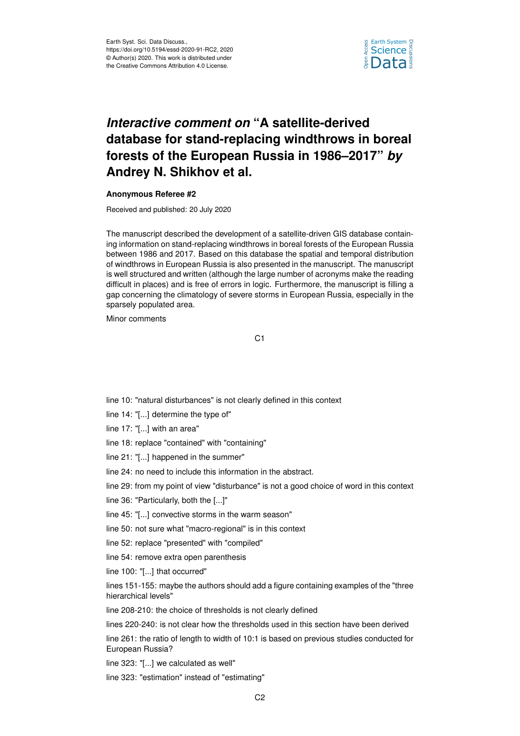Earth Syst. Sci. Data Discuss.,
https://doi.org/10.5194/essd-2020-91-RC2, 2020
© Author(s) 2020. This work is distributed under
the Creative Commons Attribution 4.0 License.

# *Interactive comment on* "A satellite-derived database for stand-replacing windthrows in boreal forests of the European Russia in 1986–2017" *by* Andrey N. Shikhov et al.

**Anonymous Referee #2**

Received and published: 20 July 2020

The manuscript described the development of a satellite-driven GIS database containing information on stand-replacing windthrows in boreal forests of the European Russia between 1986 and 2017. Based on this database the spatial and temporal distribution of windthrows in European Russia is also presented in the manuscript. The manuscript is well structured and written (although the large number of acronyms make the reading difficult in places) and is free of errors in logic. Furthermore, the manuscript is filling a gap concerning the climatology of severe storms in European Russia, especially in the sparsely populated area.

Minor comments

line 10: "natural disturbances" is not clearly defined in this context

line 14: "[...] determine the type of"

line 17: "[...] with an area"

line 18: replace "contained" with "containing"

line 21: "[...] happened in the summer"

line 24: no need to include this information in the abstract.

line 29: from my point of view "disturbance" is not a good choice of word in this context

line 36: "Particularly, both the [...]"

line 45: "[...] convective storms in the warm season"

line 50: not sure what "macro-regional" is in this context

line 52: replace "presented" with "compiled"

line 54: remove extra open parenthesis

line 100: "[...] that occurred"

lines 151-155: maybe the authors should add a figure containing examples of the "three hierarchical levels"

line 208-210: the choice of thresholds is not clearly defined

lines 220-240: is not clear how the thresholds used in this section have been derived

line 261: the ratio of length to width of 10:1 is based on previous studies conducted for European Russia?

line 323: "[...] we calculated as well"

line 323: "estimation" instead of "estimating"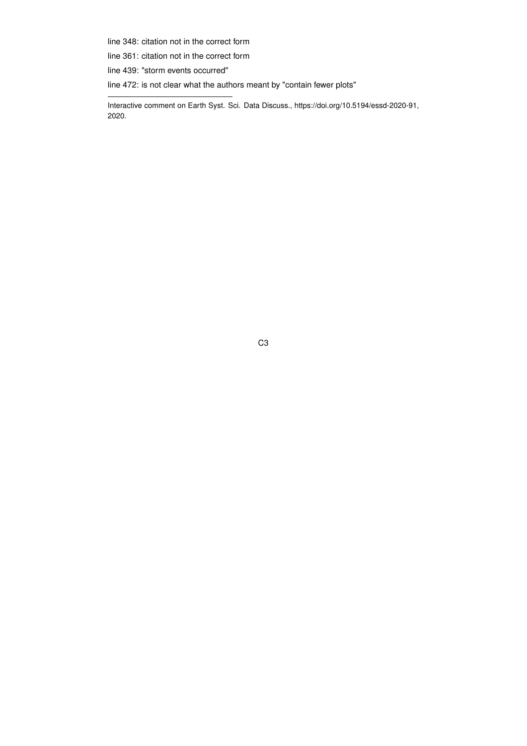line 348: citation not in the correct form

line 361: citation not in the correct form

line 439: "storm events occurred"

line 472: is not clear what the authors meant by "contain fewer plots"

---

Interactive comment on Earth Syst. Sci. Data Discuss., https://doi.org/10.5194/essd-2020-91, 2020.